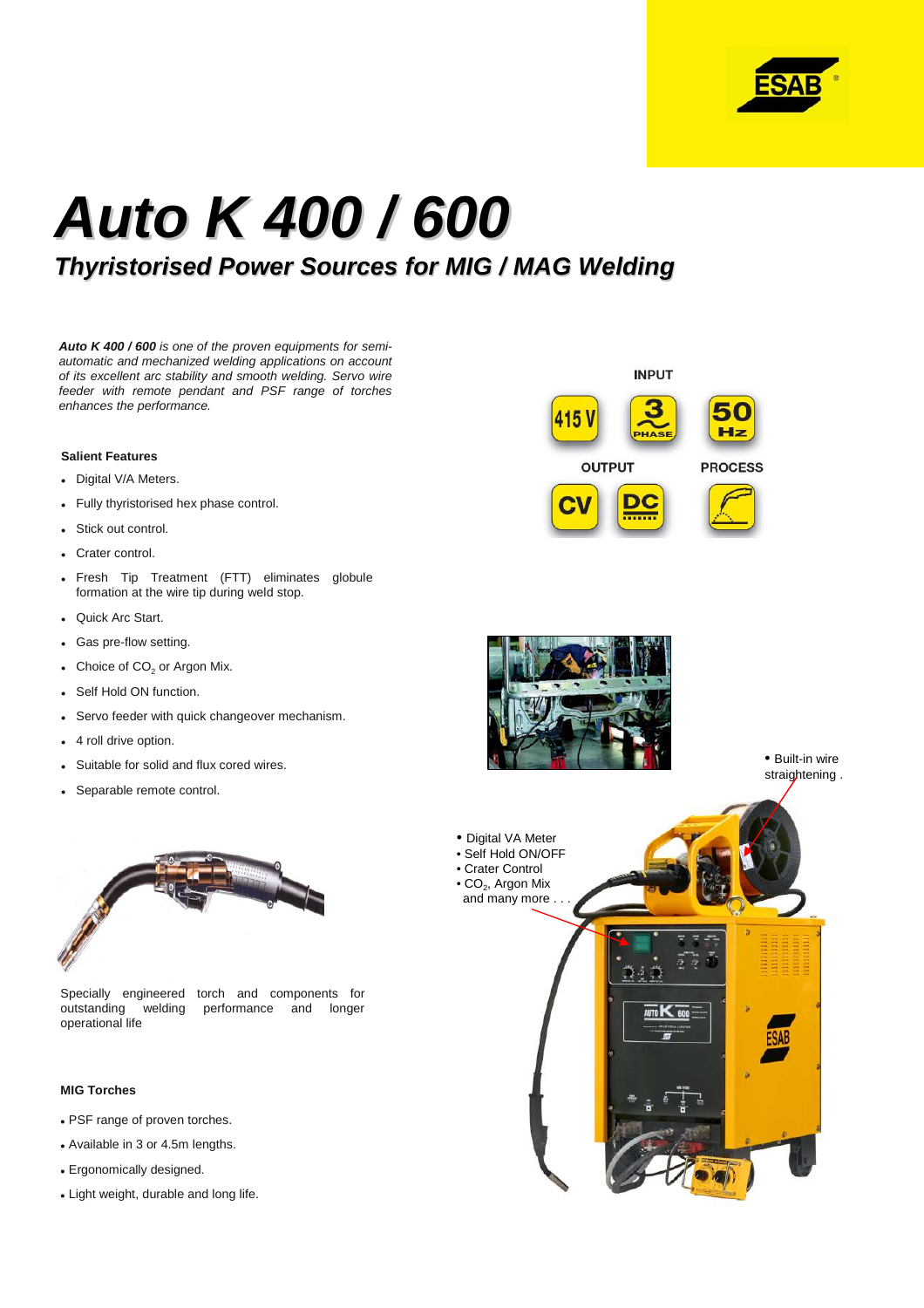# Auto K 400 / 600

## Thyristorised Power Sources for MIG / MAG Welding

***Auto K 400 / 600*** *is one of the proven equipments for semi-automatic and mechanized welding applications on account of its excellent arc stability and smooth welding. Servo wire feeder with remote pendant and PSF range of torches enhances the performance.*

INPUT

415 V | 3 PHASE | 50 Hz

OUTPUT

CV | DC

PROCESS

### Salient Features

- Digital V/A Meters.
- Fully thyristorised hex phase control.
- Stick out control.
- Crater control.
- Fresh Tip Treatment (FTT) eliminates globule formation at the wire tip during weld stop.
- Quick Arc Start.
- Gas pre-flow setting.
- Choice of $CO_2$ or Argon Mix.
- Self Hold ON function.
- Servo feeder with quick changeover mechanism.
- 4 roll drive option.
- Suitable for solid and flux cored wires.
- Separable remote control.

Specially engineered torch and components for outstanding welding performance and longer operational life

- Built-in wire straightening .

- Digital VA Meter
- Self Hold ON/OFF
- Crater Control
- $CO_2$, Argon Mix and many more . . .

### MIG Torches

- PSF range of proven torches.
- Available in 3 or 4.5m lengths.
- Ergonomically designed.
- Light weight, durable and long life.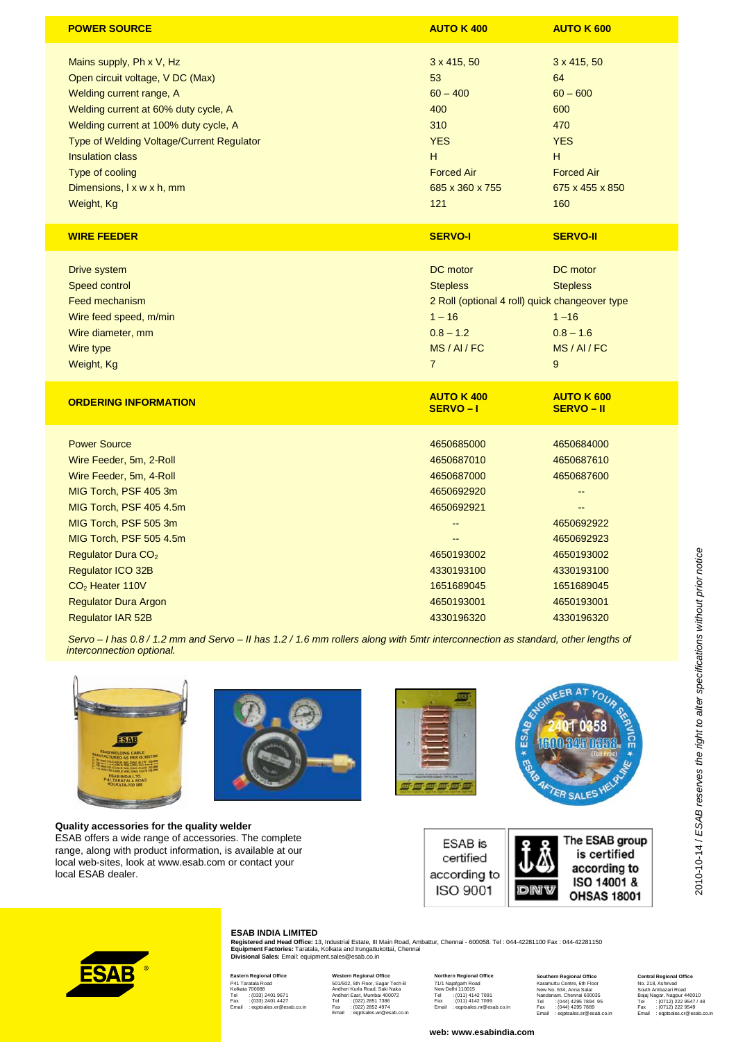| POWER SOURCE | AUTO K 400 | AUTO K 600 |
|---|---|---|
| Mains supply, Ph x V, Hz | 3 x 415, 50 | 3 x 415, 50 |
| Open circuit voltage, V DC (Max) | 53 | 64 |
| Welding current range, A | 60 – 400 | 60 – 600 |
| Welding current at 60% duty cycle, A | 400 | 600 |
| Welding current at 100% duty cycle, A | 310 | 470 |
| Type of Welding Voltage/Current Regulator | YES | YES |
| Insulation class | H | H |
| Type of cooling | Forced Air | Forced Air |
| Dimensions, l x w x h, mm | 685 x 360 x 755 | 675 x 455 x 850 |
| Weight, Kg | 121 | 160 |

| WIRE FEEDER | SERVO-I | SERVO-II |
|---|---|---|
| Drive system | DC motor | DC motor |
| Speed control | Stepless | Stepless |
| Feed mechanism | 2 Roll (optional 4 roll) quick changeover type | |
| Wire feed speed, m/min | 1 – 16 | 1 –16 |
| Wire diameter, mm | 0.8 – 1.2 | 0.8 – 1.6 |
| Wire type | MS / Al / FC | MS / Al / FC |
| Weight, Kg | 7 | 9 |

| ORDERING INFORMATION | AUTO K 400 SERVO – I | AUTO K 600 SERVO – II |
|---|---|---|
| Power Source | 4650685000 | 4650684000 |
| Wire Feeder, 5m, 2-Roll | 4650687010 | 4650687610 |
| Wire Feeder, 5m, 4-Roll | 4650687000 | 4650687600 |
| MIG Torch, PSF 405 3m | 4650692920 | -- |
| MIG Torch, PSF 405 4.5m | 4650692921 | -- |
| MIG Torch, PSF 505 3m | -- | 4650692922 |
| MIG Torch, PSF 505 4.5m | -- | 4650692923 |
| Regulator Dura $CO_2$ | 4650193002 | 4650193002 |
| Regulator ICO 32B | 4330193100 | 4330193100 |
| $CO_2$ Heater 110V | 1651689045 | 1651689045 |
| Regulator Dura Argon | 4650193001 | 4650193001 |
| Regulator IAR 52B | 4330196320 | 4330196320 |

*Servo – I has 0.8 / 1.2 mm and Servo – II has 1.2 / 1.6 mm rollers along with 5mtr interconnection as standard, other lengths of interconnection optional.*

ESAB ENGINEER AT YOUR SERVICE
2401 0358
1600 345 0358 (Toll Free)
ESAB AFTER SALES HELPLINE

**Quality accessories for the quality welder**
ESAB offers a wide range of accessories. The complete range, along with product information, is available at our local web-sites, look at www.esab.com or contact your local ESAB dealer.

ESAB is certified according to ISO 9001

The ESAB group is certified according to ISO 14001 & OHSAS 18001

*2010-10-14 / ESAB reserves the right to alter specifications without prior notice*

**ESAB INDIA LIMITED**
**Registered and Head Office:** 13, Industrial Estate, III Main Road, Ambattur, Chennai - 600058. Tel : 044-42281100 Fax : 044-42281150
**Equipment Factories:** Taratala, Kolkata and Irungattukottai, Chennai
**Divisional Sales:** Email: equipment.sales@esab.co.in

**Eastern Regional Office**
P41 Taratala Road
Kolkata 700088
Tel : (033) 2401 9671
Fax : (033) 2401 4427
Email : eqptsales.er@esab.co.in

**Western Regional Office**
501/502, 5th Floor, Sagar Tech-B
Andheri Kurla Road, Saki Naka
Andheri East, Mumbai 400072
Tel : (022) 2851 7386
Fax : (022) 2852 4974
Email : eqptsales.wr@esab.co.in

**Northern Regional Office**
71/1 Najafgarh Road
New Delhi 110015
Tel : (011) 4142 7091
Fax : (011) 4142 7099
Email : eqptsales.nr@esab.co.in

**Southern Regional Office**
Karamuttu Centre, 6th Floor
New No. 634, Anna Salai
Nandanam, Chennai 600035
Tel : (044) 4295 7894 95
Fax : (044) 4295 7889
Email : eqptsales.sr@esab.co.in

**Central Regional Office**
No. 218, Ashirvad
South Ambazari Road
Bajaj Nagar, Nagpur 440010
Tel : (0712) 222 9547 / 48
Fax : (0712) 222 9549
Email : eqptsales.cr@esab.co.in

**web: www.esabindia.com**